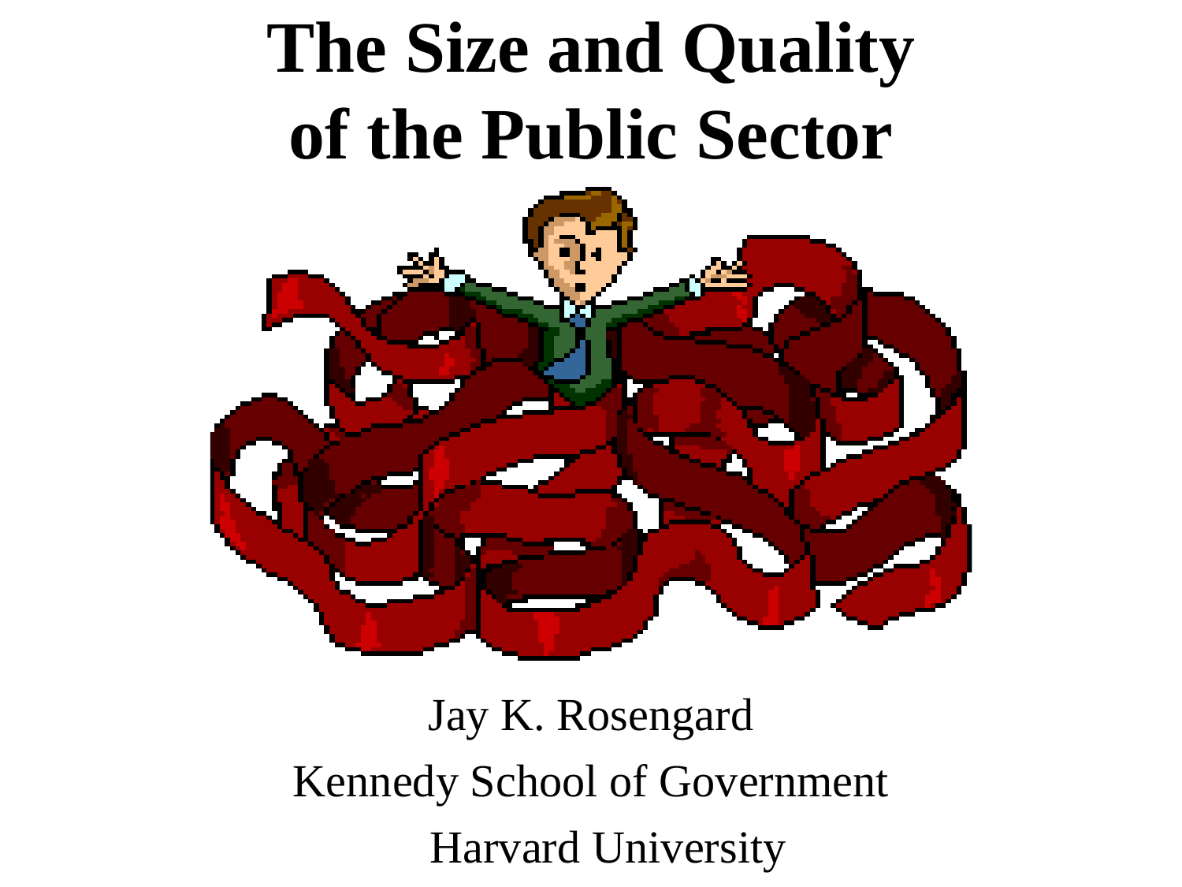# The Size and Quality of the Public Sector

Jay K. Rosengard

Kennedy School of Government

Harvard University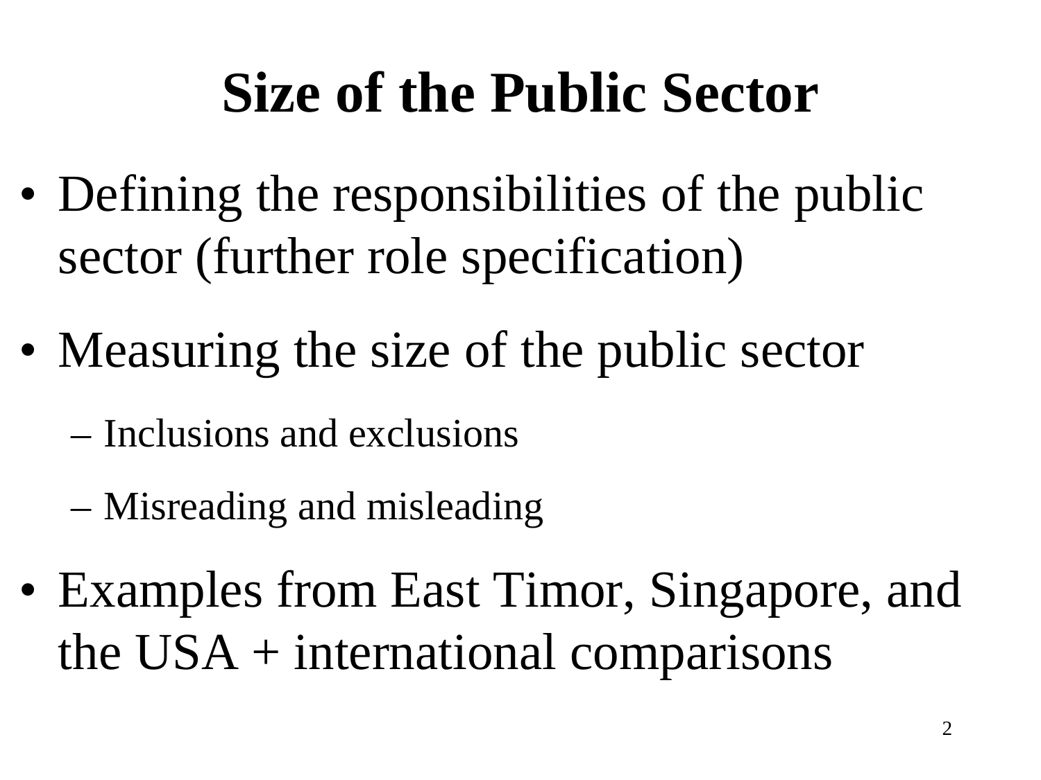# Size of the Public Sector

- Defining the responsibilities of the public sector (further role specification)
- Measuring the size of the public sector
  - Inclusions and exclusions
  - Misreading and misleading
- Examples from East Timor, Singapore, and the USA + international comparisons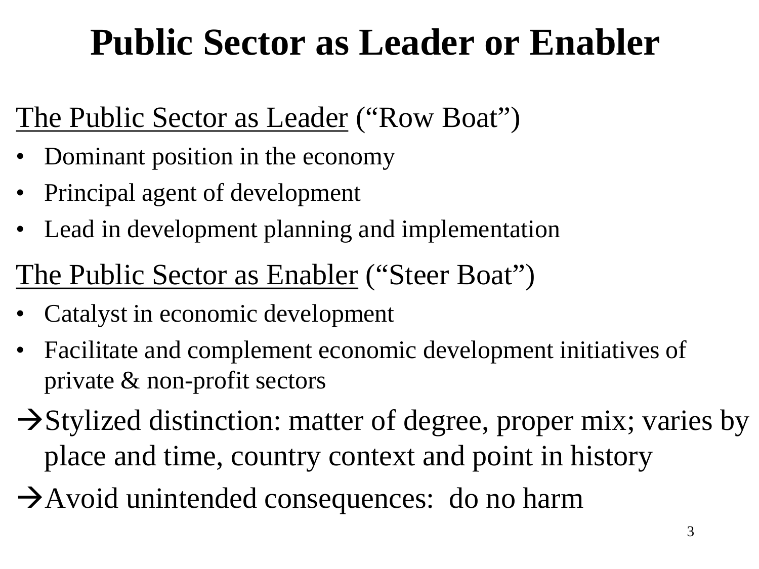# Public Sector as Leader or Enabler

<u>The Public Sector as Leader</u> ("Row Boat")

- Dominant position in the economy
- Principal agent of development
- Lead in development planning and implementation

<u>The Public Sector as Enabler</u> ("Steer Boat")

- Catalyst in economic development
- Facilitate and complement economic development initiatives of private & non-profit sectors

→Stylized distinction: matter of degree, proper mix; varies by place and time, country context and point in history

→Avoid unintended consequences: do no harm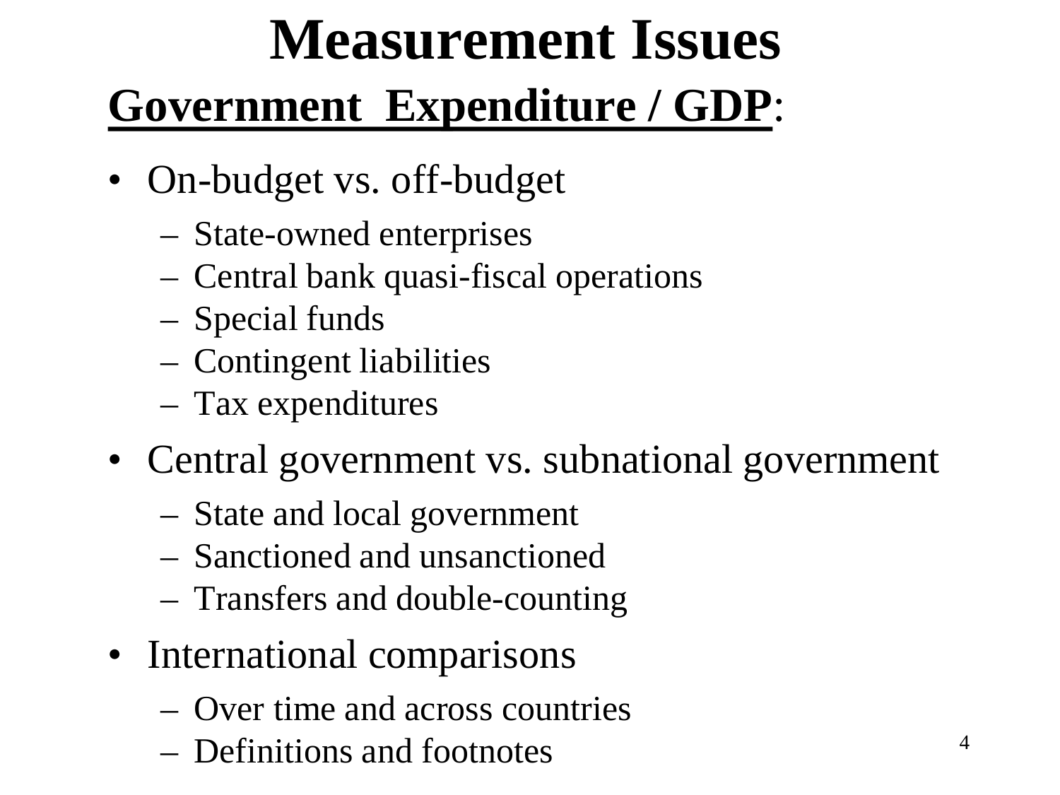# Measurement Issues

## Government Expenditure / GDP:

- On-budget vs. off-budget
  - State-owned enterprises
  - Central bank quasi-fiscal operations
  - Special funds
  - Contingent liabilities
  - Tax expenditures
- Central government vs. subnational government
  - State and local government
  - Sanctioned and unsanctioned
  - Transfers and double-counting
- International comparisons
  - Over time and across countries
  - Definitions and footnotes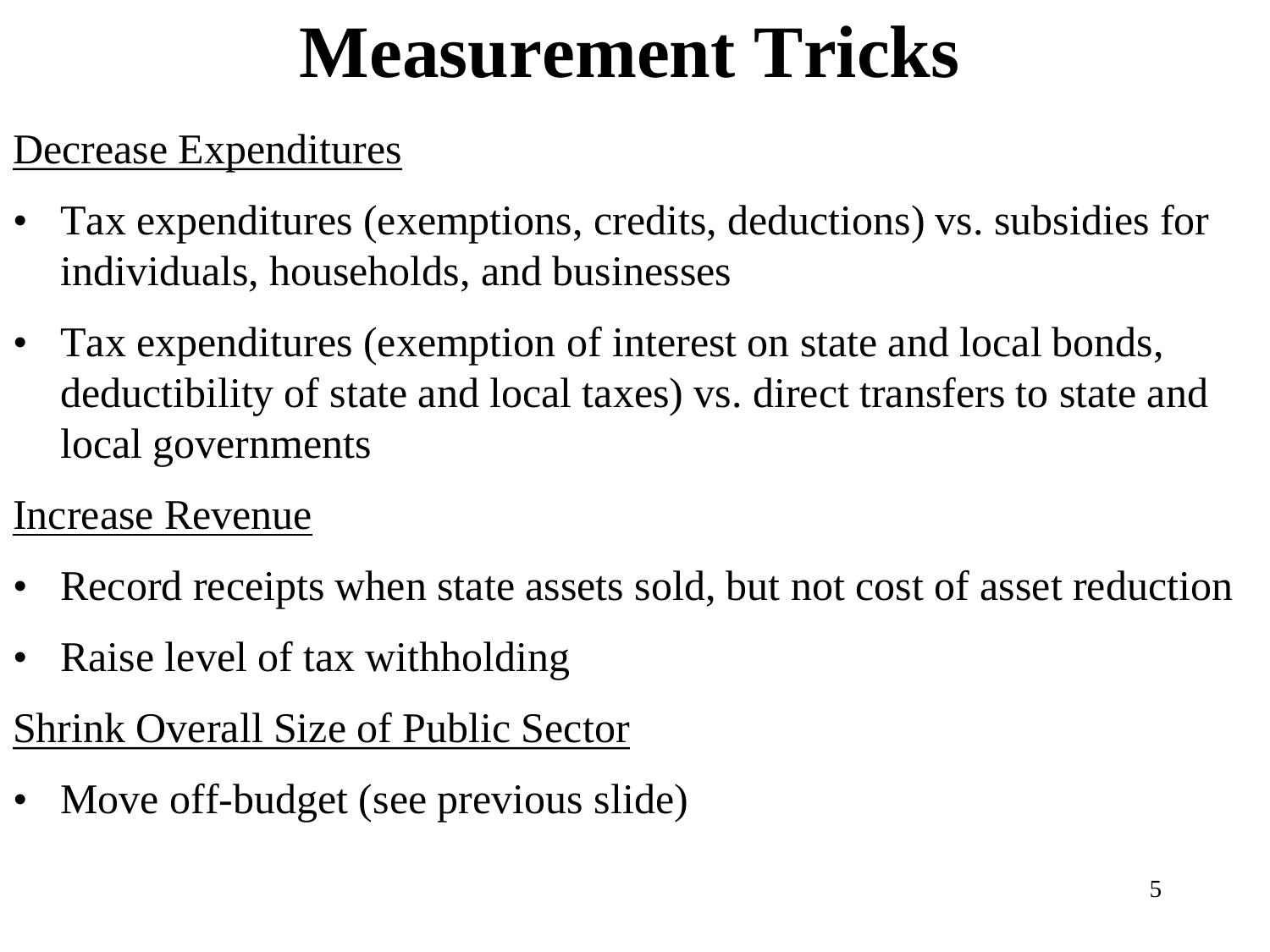# Measurement Tricks

<u>Decrease Expenditures</u>

- Tax expenditures (exemptions, credits, deductions) vs. subsidies for individuals, households, and businesses
- Tax expenditures (exemption of interest on state and local bonds, deductibility of state and local taxes) vs. direct transfers to state and local governments

<u>Increase Revenue</u>

- Record receipts when state assets sold, but not cost of asset reduction
- Raise level of tax withholding

<u>Shrink Overall Size of Public Sector</u>

- Move off-budget (see previous slide)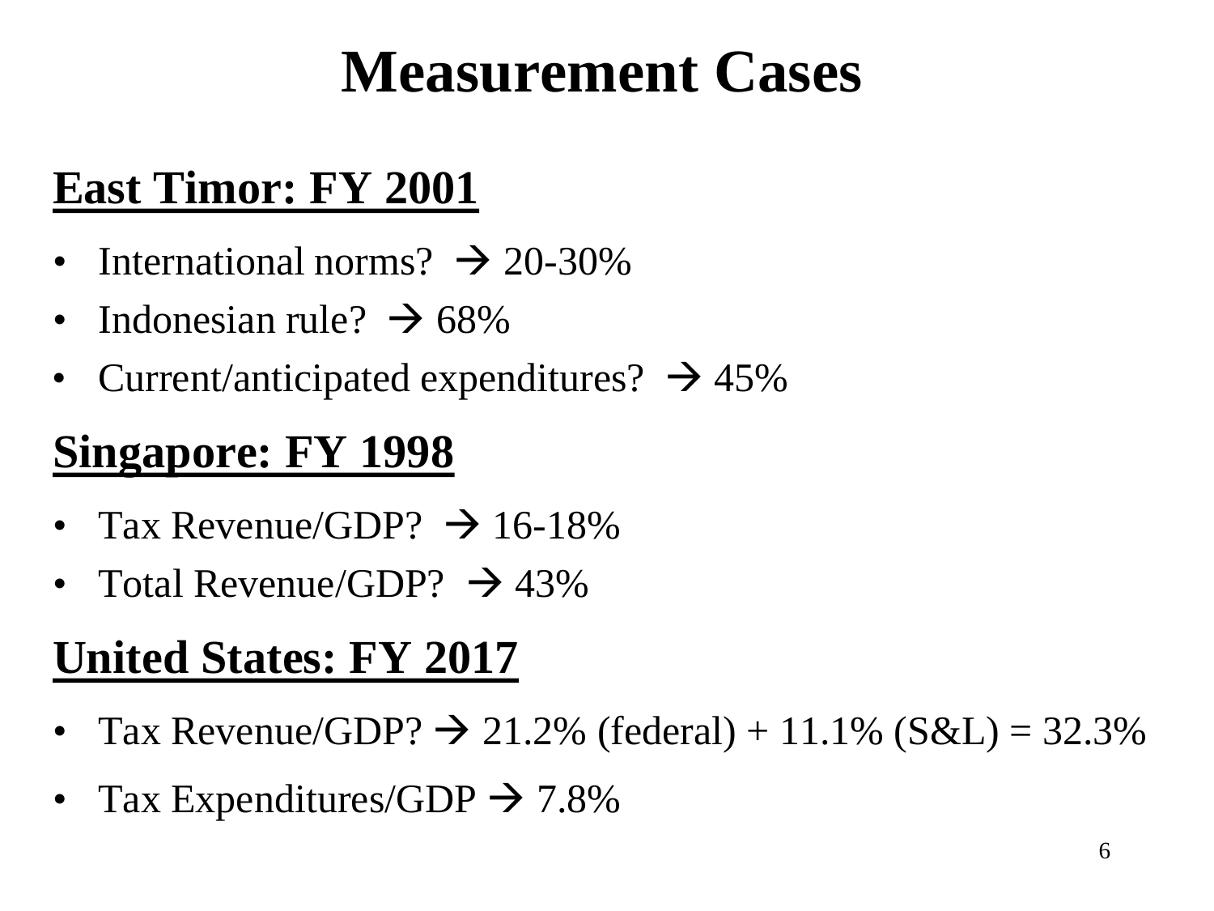# Measurement Cases

## East Timor: FY 2001

- International norms? → 20-30%
- Indonesian rule? → 68%
- Current/anticipated expenditures? → 45%

## Singapore: FY 1998

- Tax Revenue/GDP? → 16-18%
- Total Revenue/GDP? → 43%

## United States: FY 2017

- Tax Revenue/GDP? → 21.2% (federal) + 11.1% (S&L) = 32.3%
- Tax Expenditures/GDP → 7.8%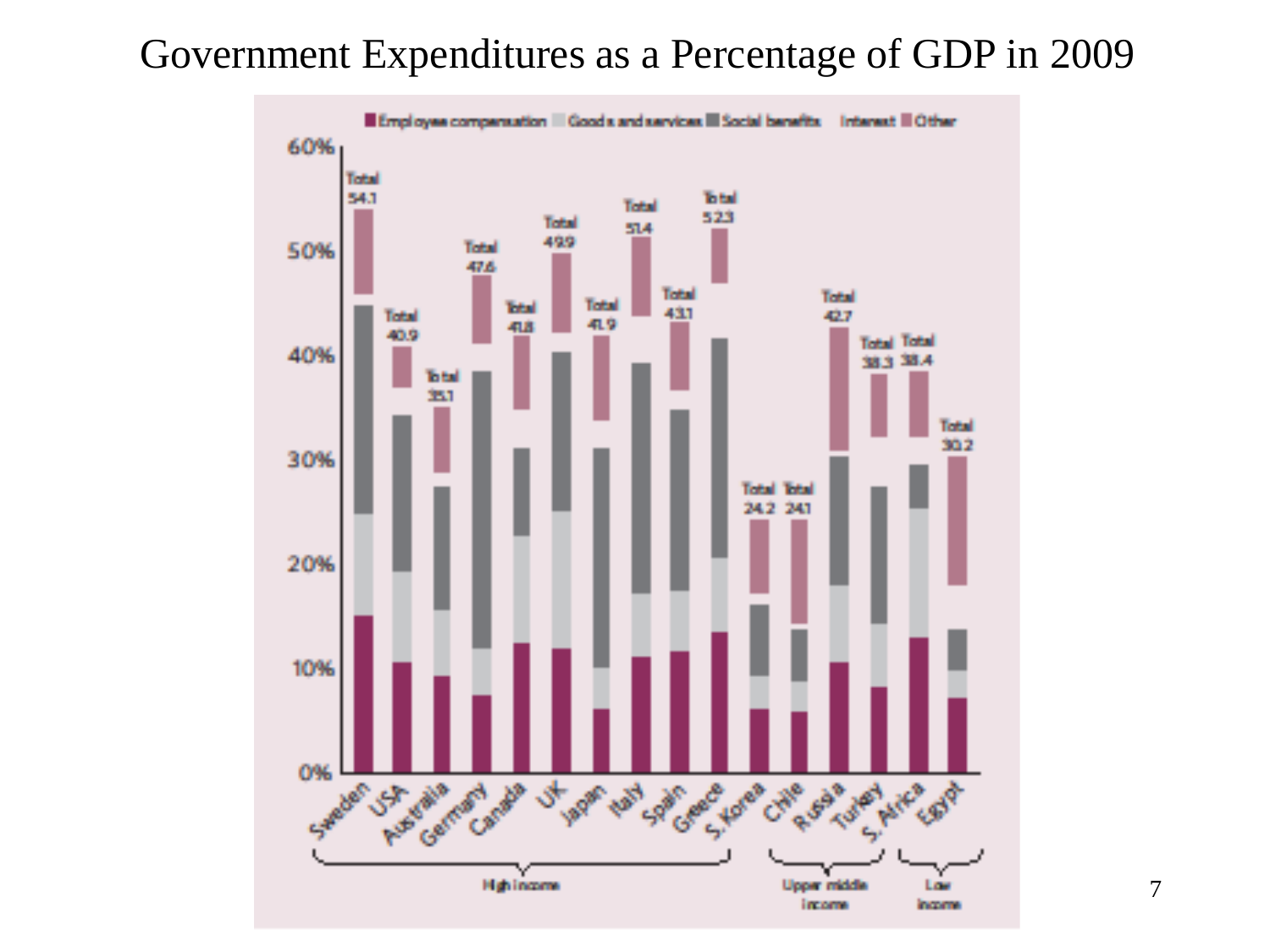# Government Expenditures as a Percentage of GDP in 2009

Employee compensation | Goods and services | Social benefits | Interest | Other

| Country | Total (% of GDP) | Income group |
|---|---|---|
| Sweden | 54.1 | High income |
| USA | 40.9 | High income |
| Australia | 35.1 | High income |
| Germany | 47.6 | High income |
| Canada | 41.8 | High income |
| UK | 49.9 | High income |
| Japan | 41.9 | High income |
| Italy | 51.4 | High income |
| Spain | 43.1 | High income |
| Greece | 52.3 | High income |
| S. Korea | 24.2 | High income |
| Chile | 24.1 | Upper middle income |
| Russia | 42.7 | Upper middle income |
| Turkey | 38.3 | Upper middle income |
| S. Africa | 38.4 | Upper middle income |
| Egypt | 30.2 | Low income |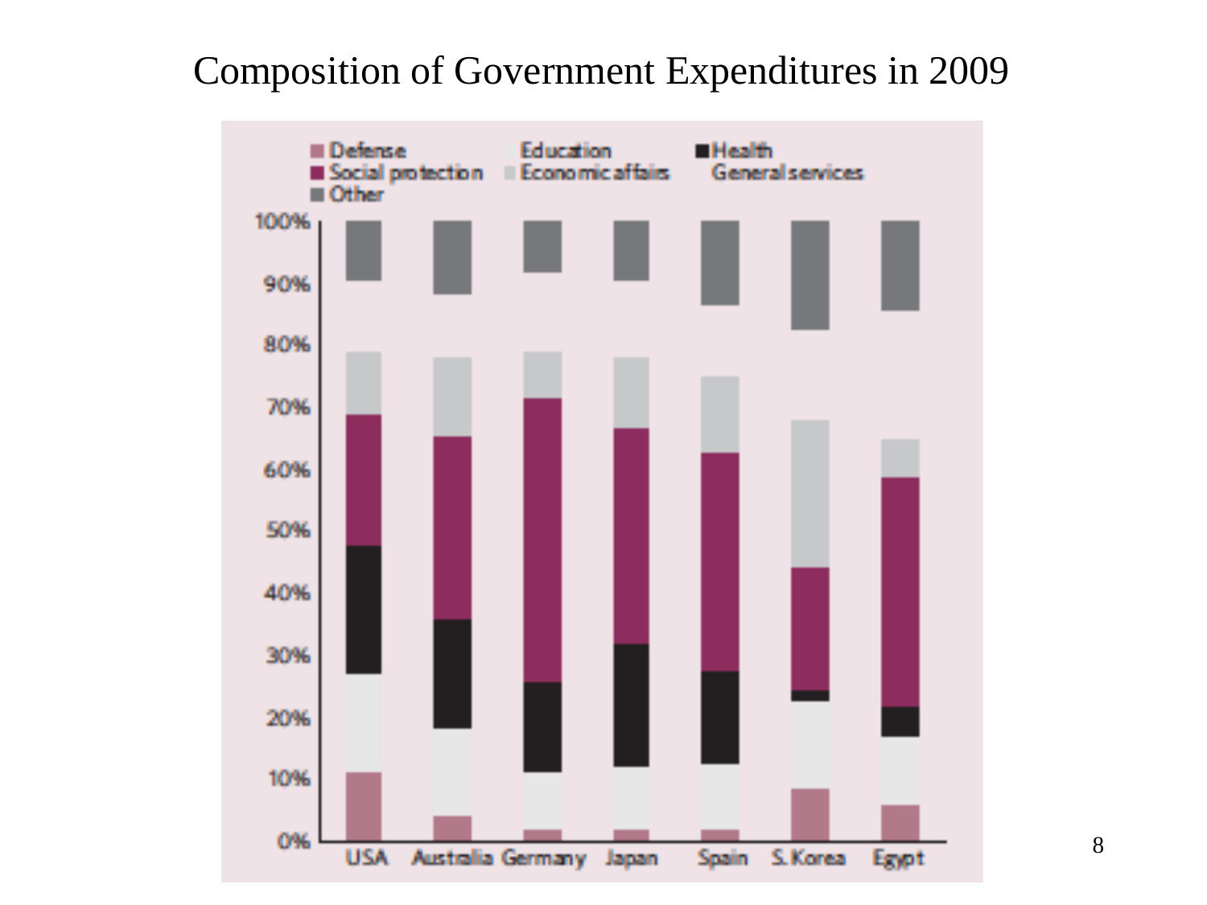# Composition of Government Expenditures in 2009

Legend: Defense, Education, Health, Social protection, Economic affairs, General services, Other

100%
90%
80%
70%
60%
50%
40%
30%
20%
10%
0%

USA Australia Germany Japan Spain S. Korea Egypt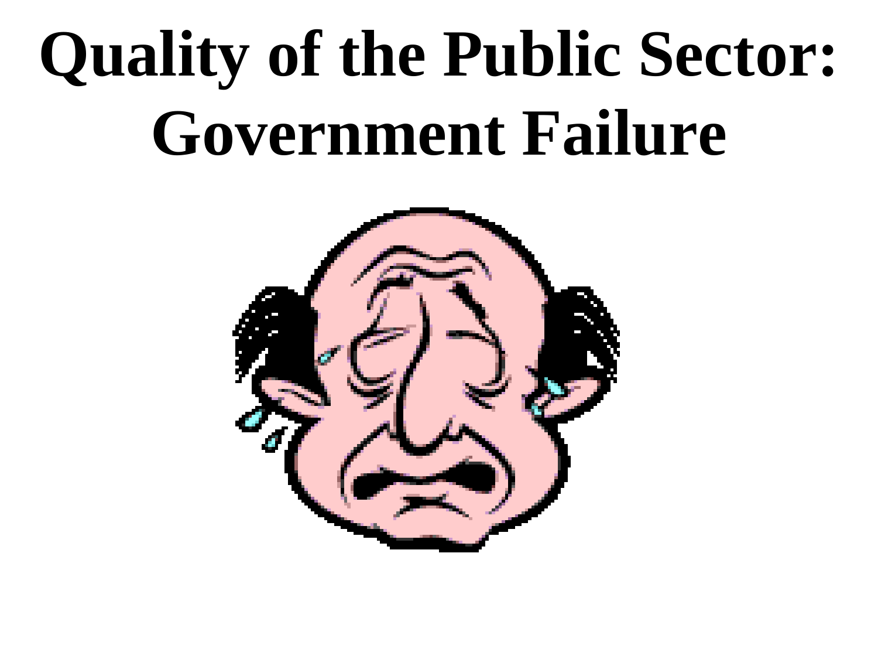# Quality of the Public Sector: Government Failure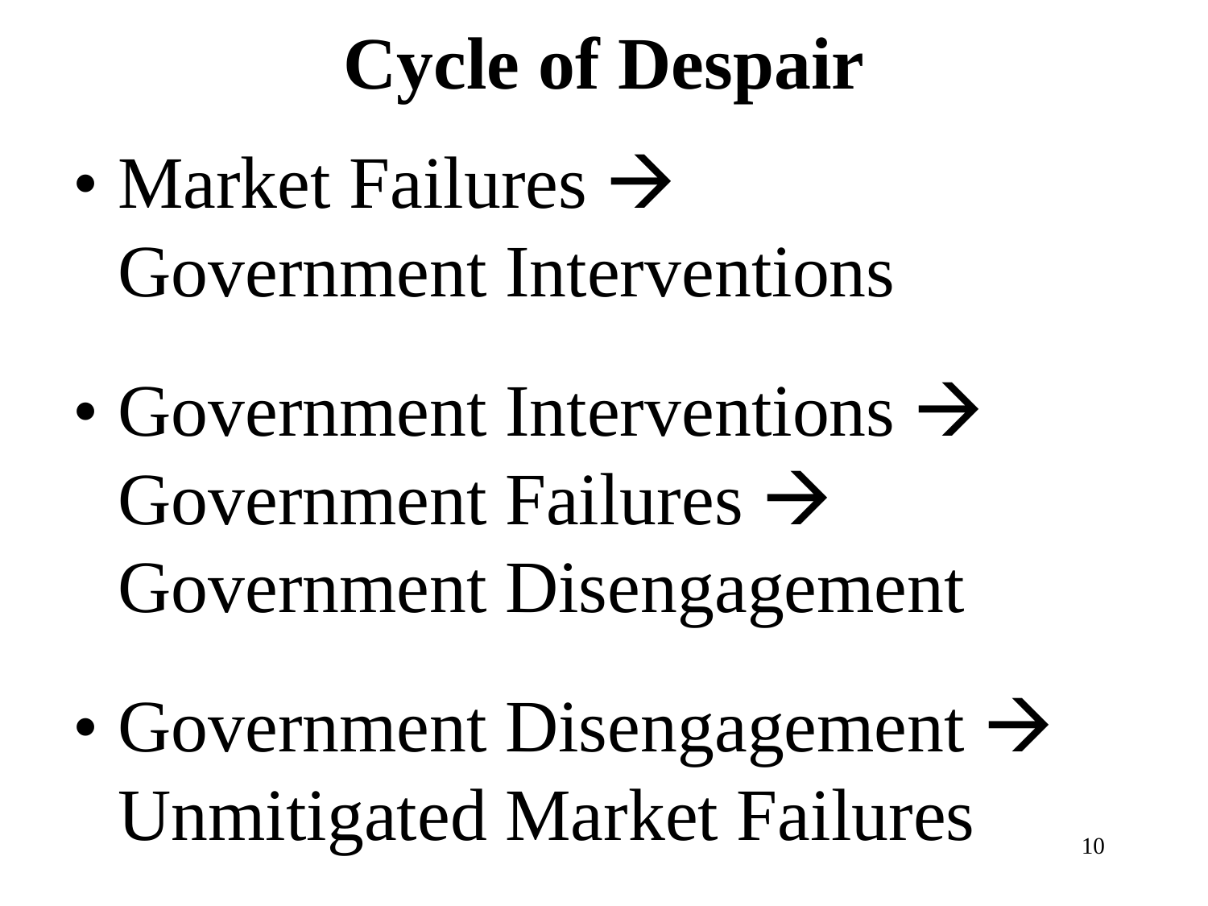# Cycle of Despair

- Market Failures → Government Interventions
- Government Interventions → Government Failures → Government Disengagement
- Government Disengagement → Unmitigated Market Failures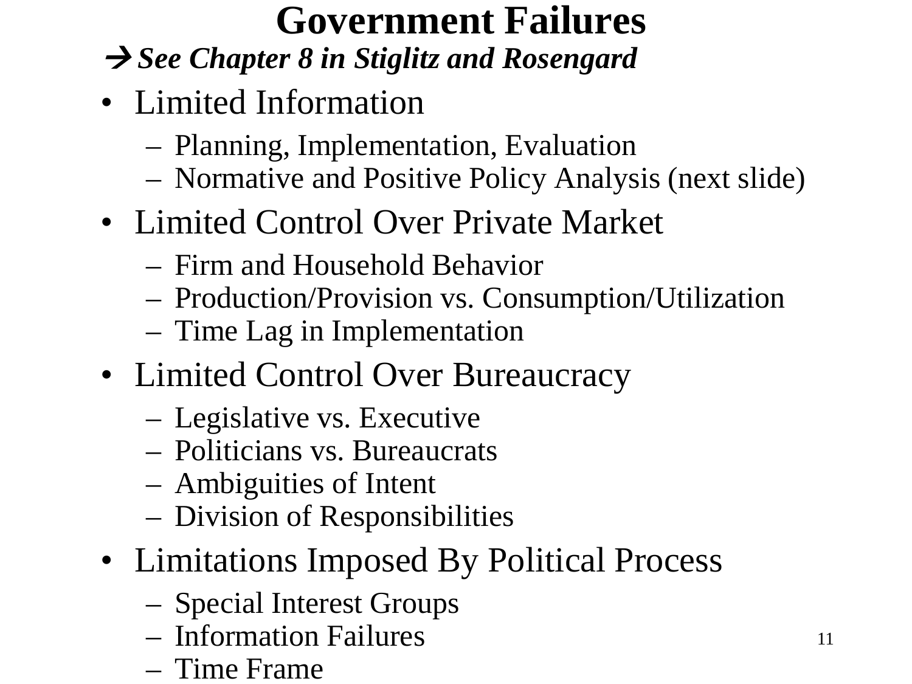# Government Failures

***→ See Chapter 8 in Stiglitz and Rosengard***

- Limited Information
  - Planning, Implementation, Evaluation
  - Normative and Positive Policy Analysis (next slide)
- Limited Control Over Private Market
  - Firm and Household Behavior
  - Production/Provision vs. Consumption/Utilization
  - Time Lag in Implementation
- Limited Control Over Bureaucracy
  - Legislative vs. Executive
  - Politicians vs. Bureaucrats
  - Ambiguities of Intent
  - Division of Responsibilities
- Limitations Imposed By Political Process
  - Special Interest Groups
  - Information Failures
  - Time Frame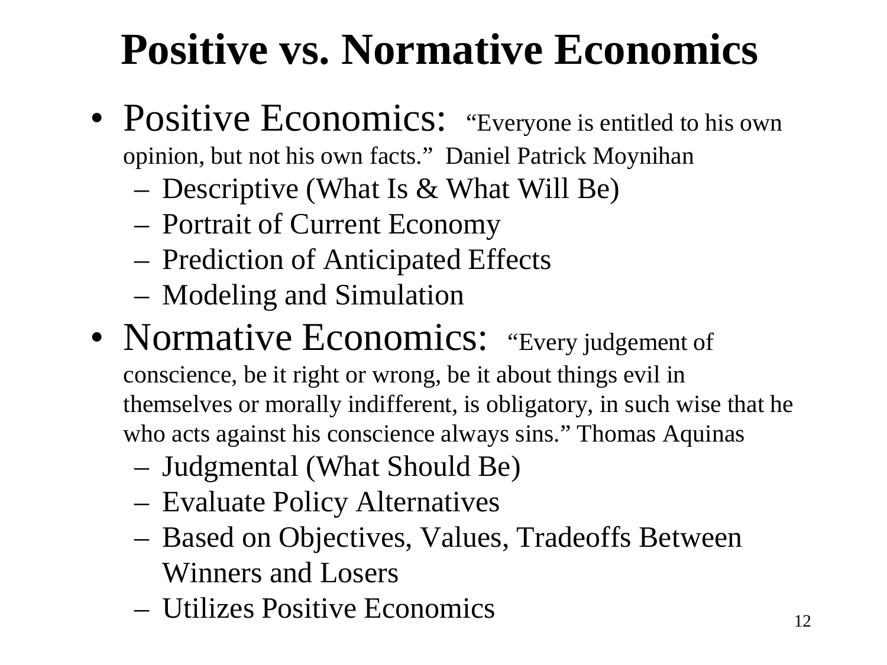# Positive vs. Normative Economics

- Positive Economics: "Everyone is entitled to his own opinion, but not his own facts." Daniel Patrick Moynihan
  - Descriptive (What Is & What Will Be)
  - Portrait of Current Economy
  - Prediction of Anticipated Effects
  - Modeling and Simulation
- Normative Economics: "Every judgement of conscience, be it right or wrong, be it about things evil in themselves or morally indifferent, is obligatory, in such wise that he who acts against his conscience always sins." Thomas Aquinas
  - Judgmental (What Should Be)
  - Evaluate Policy Alternatives
  - Based on Objectives, Values, Tradeoffs Between Winners and Losers
  - Utilizes Positive Economics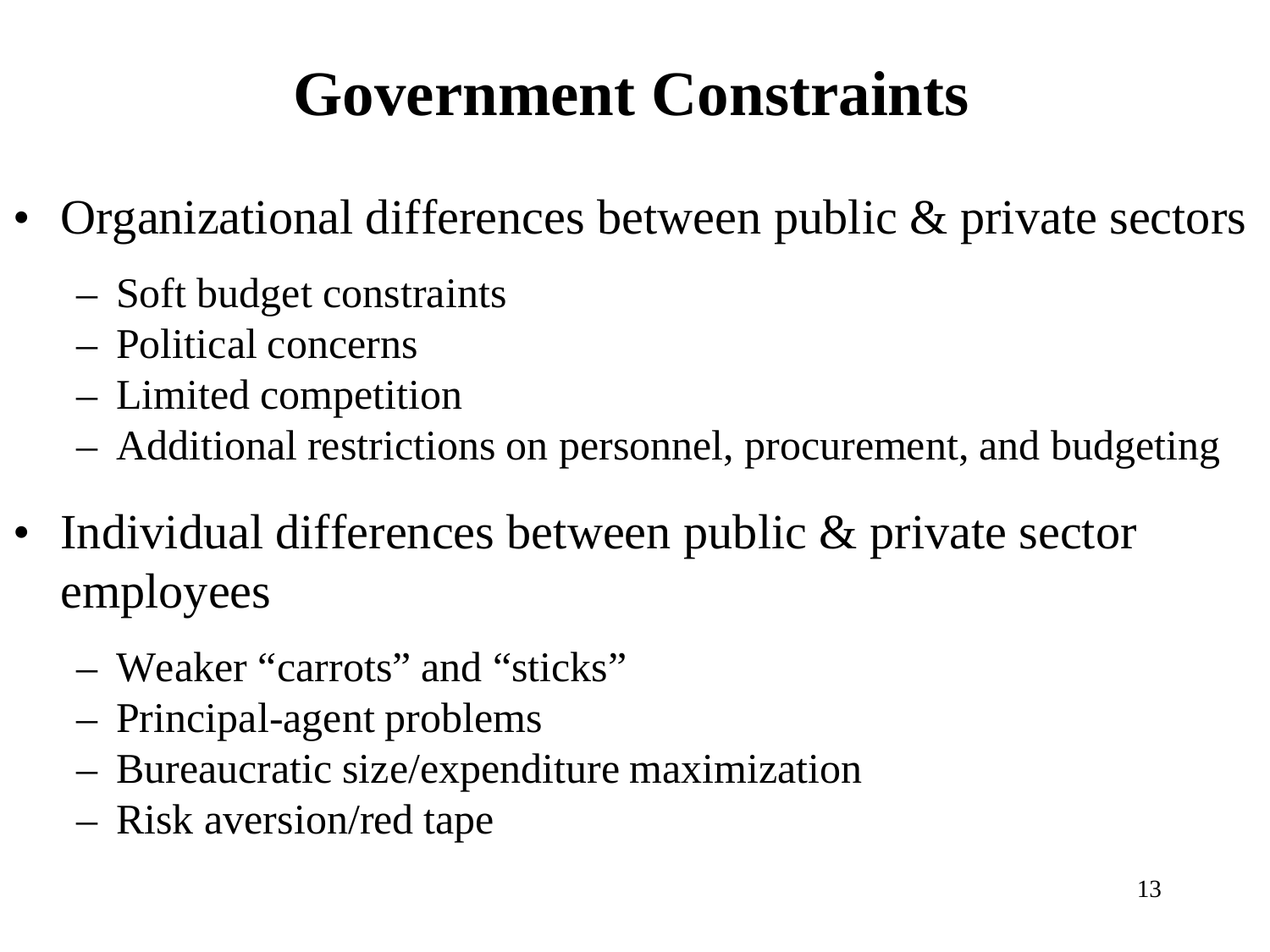# Government Constraints

- Organizational differences between public & private sectors
  - Soft budget constraints
  - Political concerns
  - Limited competition
  - Additional restrictions on personnel, procurement, and budgeting
- Individual differences between public & private sector employees
  - Weaker "carrots" and "sticks"
  - Principal-agent problems
  - Bureaucratic size/expenditure maximization
  - Risk aversion/red tape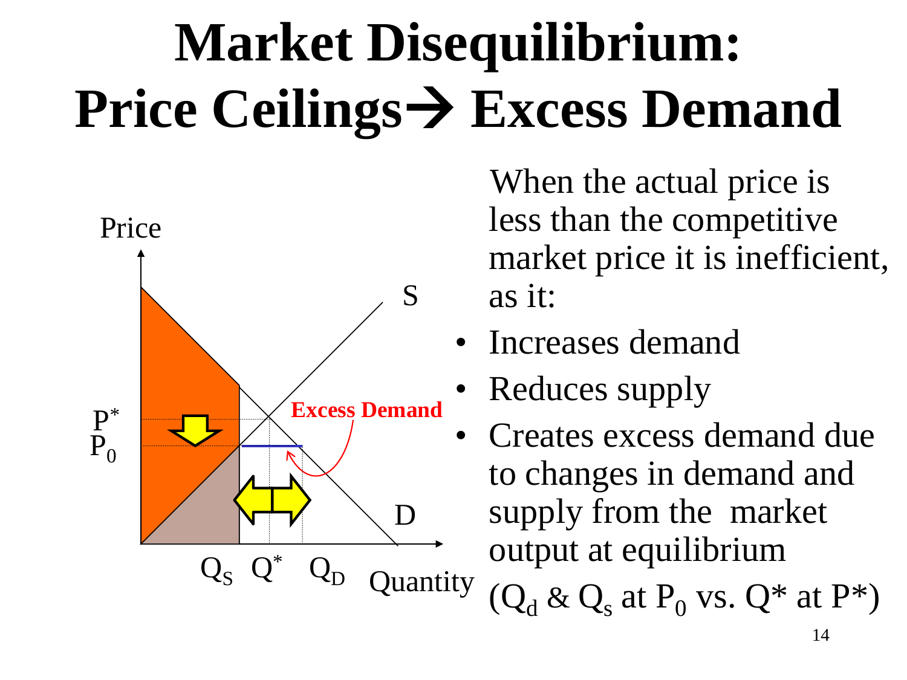# Market Disequilibrium: Price Ceilings → Excess Demand

When the actual price is less than the competitive market price it is inefficient, as it:

- Increases demand
- Reduces supply
- Creates excess demand due to changes in demand and supply from the market output at equilibrium ($Q_d$ & $Q_s$ at $P_0$ vs. $Q^*$ at $P^*$)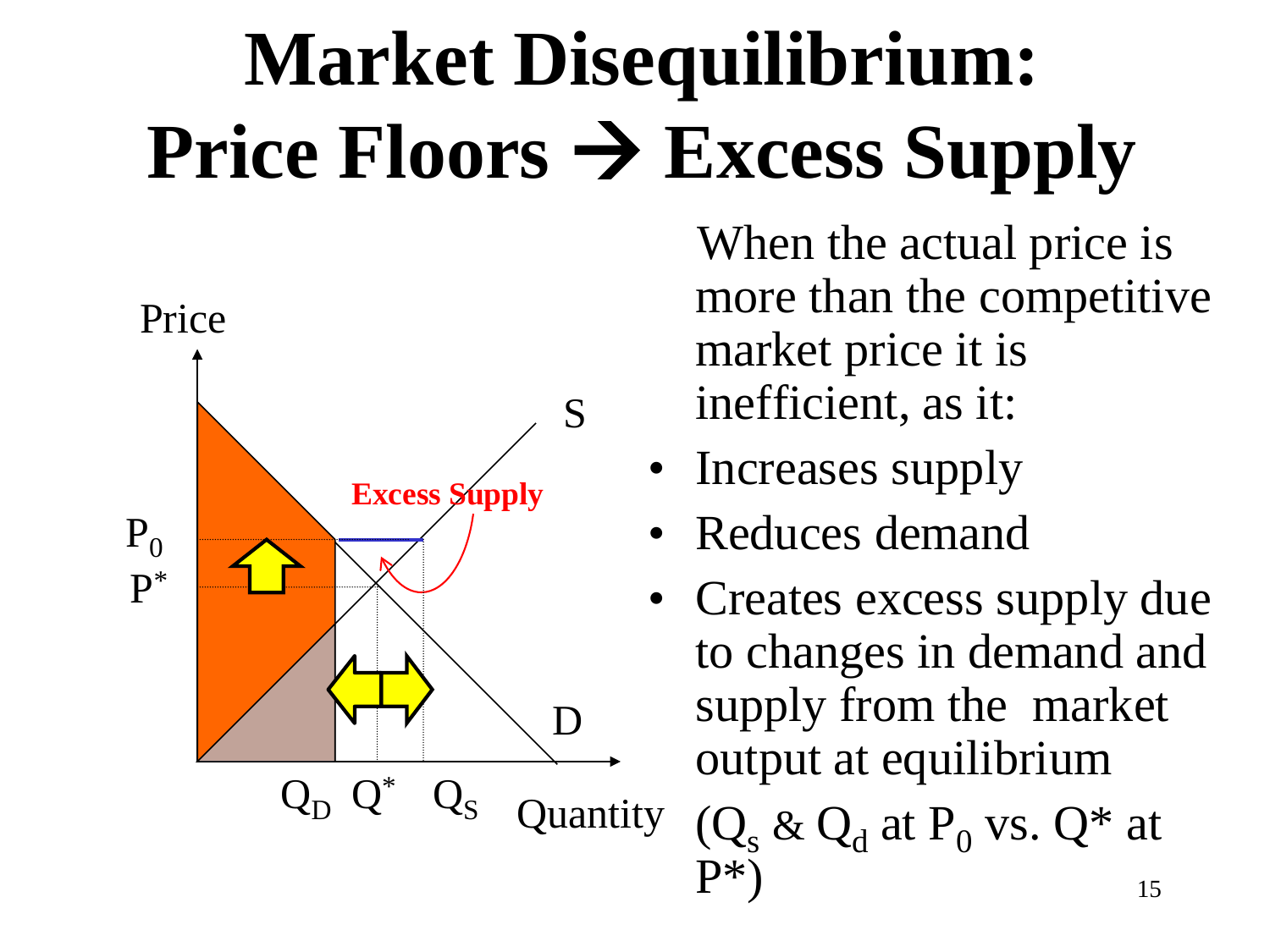# Market Disequilibrium: Price Floors → Excess Supply

Price

S

Excess Supply

$P_0$

$P^*$

D

$Q_D$ $Q^*$ $Q_S$ Quantity

When the actual price is more than the competitive market price it is inefficient, as it:

- Increases supply
- Reduces demand
- Creates excess supply due to changes in demand and supply from the market output at equilibrium

($Q_s$ & $Q_d$ at $P_0$ vs. $Q^*$ at $P^*$)